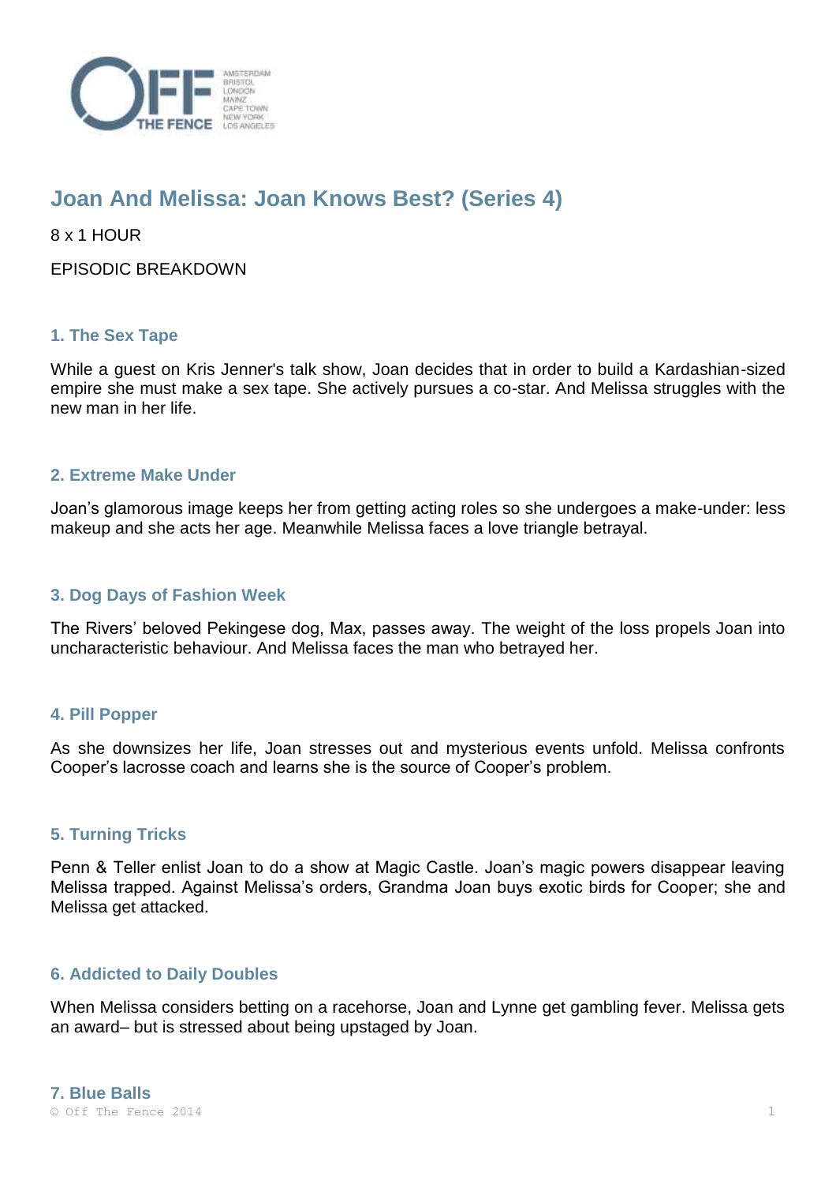# Joan And Melissa: Joan Knows Best? (Series 4)

8 x 1 HOUR

EPISODIC BREAKDOWN

### 1. The Sex Tape

While a guest on Kris Jenner's talk show, Joan decides that in order to build a Kardashian-sized empire she must make a sex tape. She actively pursues a co-star. And Melissa struggles with the new man in her life.

### 2. Extreme Make Under

Joan's glamorous image keeps her from getting acting roles so she undergoes a make-under: less makeup and she acts her age. Meanwhile Melissa faces a love triangle betrayal.

### 3. Dog Days of Fashion Week

The Rivers' beloved Pekingese dog, Max, passes away. The weight of the loss propels Joan into uncharacteristic behaviour. And Melissa faces the man who betrayed her.

### 4. Pill Popper

As she downsizes her life, Joan stresses out and mysterious events unfold. Melissa confronts Cooper's lacrosse coach and learns she is the source of Cooper's problem.

### 5. Turning Tricks

Penn & Teller enlist Joan to do a show at Magic Castle. Joan's magic powers disappear leaving Melissa trapped. Against Melissa's orders, Grandma Joan buys exotic birds for Cooper; she and Melissa get attacked.

### 6. Addicted to Daily Doubles

When Melissa considers betting on a racehorse, Joan and Lynne get gambling fever. Melissa gets an award– but is stressed about being upstaged by Joan.

### 7. Blue Balls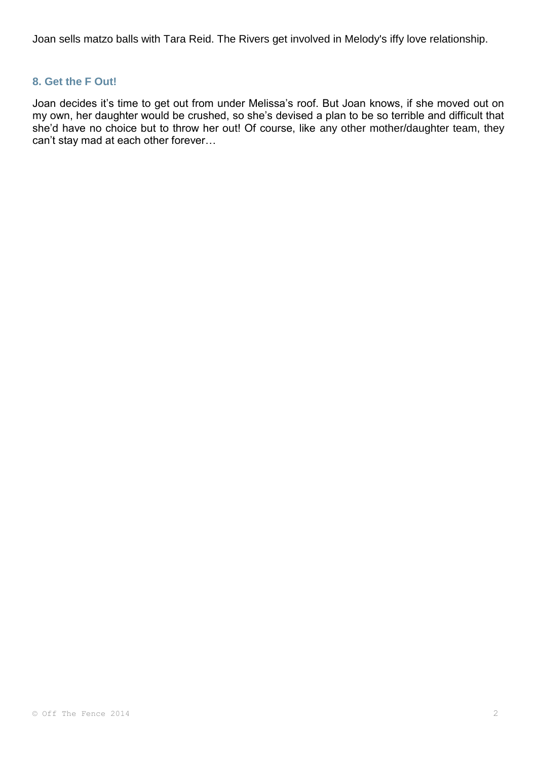Joan sells matzo balls with Tara Reid. The Rivers get involved in Melody's iffy love relationship.

### 8. Get the F Out!

Joan decides it's time to get out from under Melissa's roof. But Joan knows, if she moved out on my own, her daughter would be crushed, so she's devised a plan to be so terrible and difficult that she'd have no choice but to throw her out! Of course, like any other mother/daughter team, they can't stay mad at each other forever…